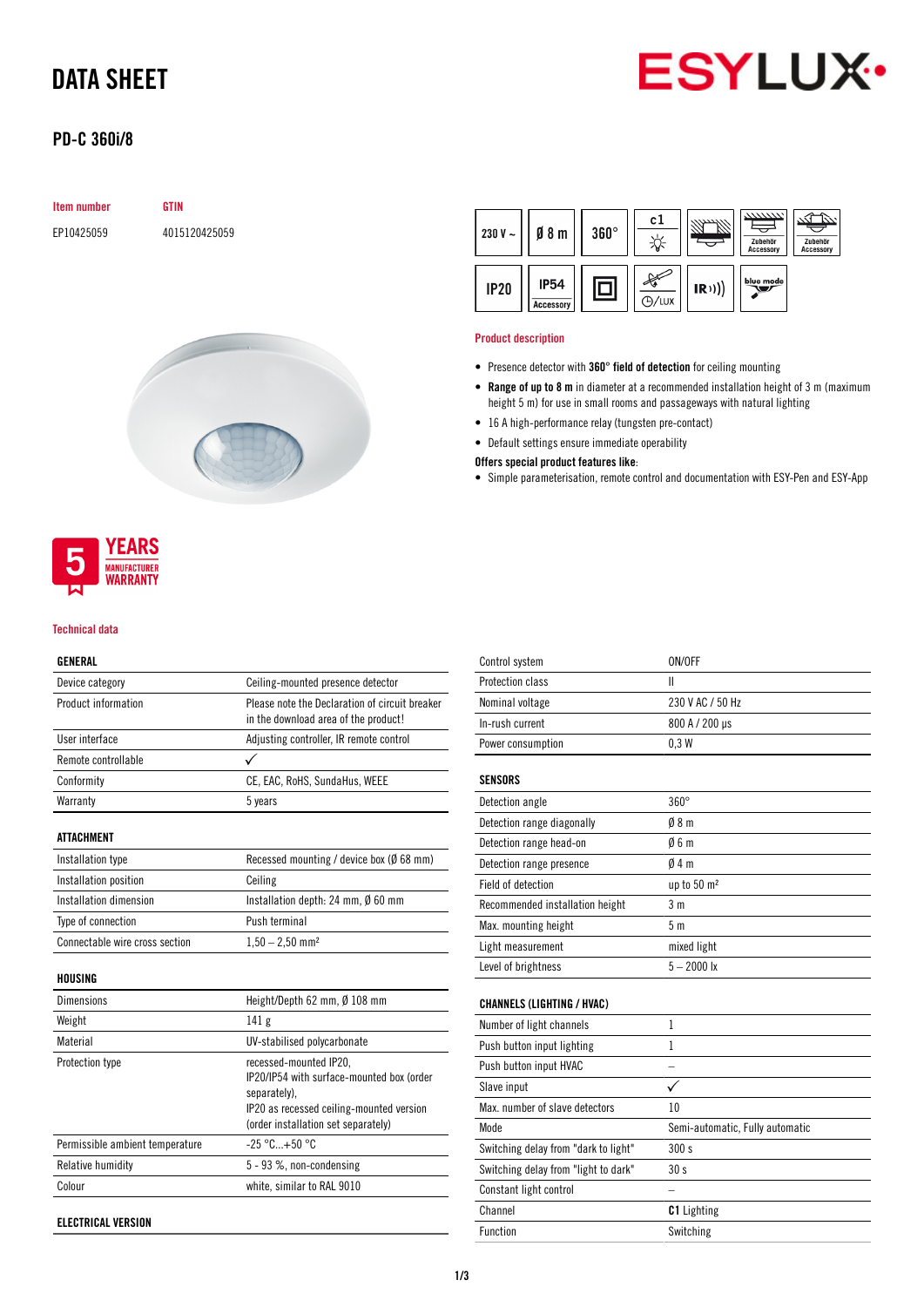# DATA SHEET

## PD-C 360i/8

| Item number | GTIN |
|---|---|
| EP10425059 | 4015120425059 |

### Product description

- Presence detector with **360° field of detection** for ceiling mounting
- **Range of up to 8 m** in diameter at a recommended installation height of 3 m (maximum height 5 m) for use in small rooms and passageways with natural lighting
- 16 A high-performance relay (tungsten pre-contact)
- Default settings ensure immediate operability

**Offers special product features like:**

- Simple parameterisation, remote control and documentation with ESY-Pen and ESY-App

5 YEARS MANUFACTURER WARRANTY

### Technical data

| GENERAL | |
|---|---|
| Device category | Ceiling-mounted presence detector |
| Product information | Please note the Declaration of circuit breaker in the download area of the product! |
| User interface | Adjusting controller, IR remote control |
| Remote controllable | ✓ |
| Conformity | CE, EAC, RoHS, SundaHus, WEEE |
| Warranty | 5 years |

| ATTACHMENT | |
|---|---|
| Installation type | Recessed mounting / device box (Ø 68 mm) |
| Installation position | Ceiling |
| Installation dimension | Installation depth: 24 mm, Ø 60 mm |
| Type of connection | Push terminal |
| Connectable wire cross section | 1,50 – 2,50 mm² |

| HOUSING | |
|---|---|
| Dimensions | Height/Depth 62 mm, Ø 108 mm |
| Weight | 141 g |
| Material | UV-stabilised polycarbonate |
| Protection type | recessed-mounted IP20, IP20/IP54 with surface-mounted box (order separately), IP20 as recessed ceiling-mounted version (order installation set separately) |
| Permissible ambient temperature | -25 °C...+50 °C |
| Relative humidity | 5 - 93 %, non-condensing |
| Colour | white, similar to RAL 9010 |

| ELECTRICAL VERSION | |
|---|---|
| Control system | ON/OFF |
| Protection class | II |
| Nominal voltage | 230 V AC / 50 Hz |
| In-rush current | 800 A / 200 µs |
| Power consumption | 0,3 W |

| SENSORS | |
|---|---|
| Detection angle | 360° |
| Detection range diagonally | Ø 8 m |
| Detection range head-on | Ø 6 m |
| Detection range presence | Ø 4 m |
| Field of detection | up to 50 m² |
| Recommended installation height | 3 m |
| Max. mounting height | 5 m |
| Light measurement | mixed light |
| Level of brightness | 5 – 2000 lx |

| CHANNELS (LIGHTING / HVAC) | |
|---|---|
| Number of light channels | 1 |
| Push button input lighting | 1 |
| Push button input HVAC | – |
| Slave input | ✓ |
| Max. number of slave detectors | 10 |
| Mode | Semi-automatic, Fully automatic |
| Switching delay from "dark to light" | 300 s |
| Switching delay from "light to dark" | 30 s |
| Constant light control | – |
| Channel | **C1** Lighting |
| Function | Switching |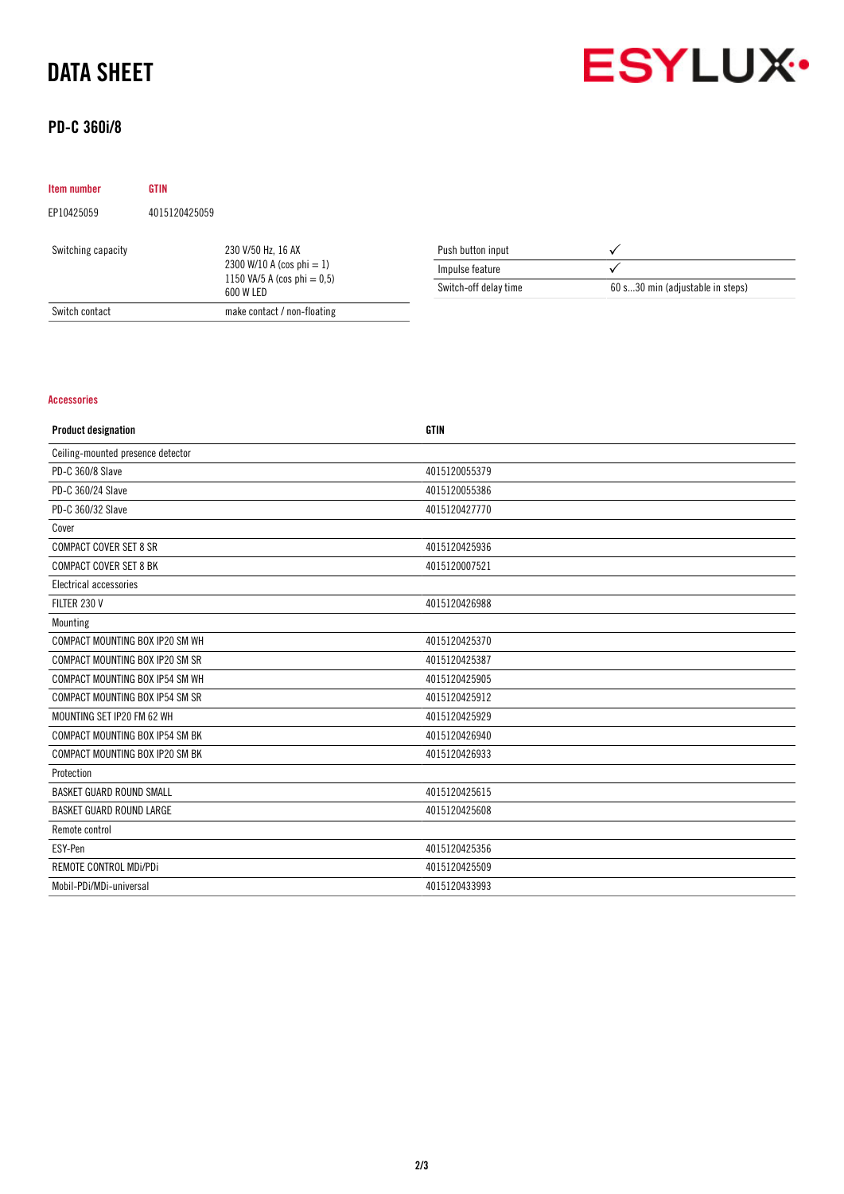# DATA SHEET

## PD-C 360i/8

| Item number | GTIN |
| --- | --- |
| EP10425059 | 4015120425059 |

| | |
| --- | --- |
| Switching capacity | 230 V/50 Hz, 16 AX<br>2300 W/10 A (cos phi = 1)<br>1150 VA/5 A (cos phi = 0,5)<br>600 W LED |
| Switch contact | make contact / non-floating |

| | |
| --- | --- |
| Push button input | ✓ |
| Impulse feature | ✓ |
| Switch-off delay time | 60 s...30 min (adjustable in steps) |

### Accessories

| Product designation | GTIN |
| --- | --- |
| Ceiling-mounted presence detector | |
| PD-C 360/8 Slave | 4015120055379 |
| PD-C 360/24 Slave | 4015120055386 |
| PD-C 360/32 Slave | 4015120427770 |
| Cover | |
| COMPACT COVER SET 8 SR | 4015120425936 |
| COMPACT COVER SET 8 BK | 4015120007521 |
| Electrical accessories | |
| FILTER 230 V | 4015120426988 |
| Mounting | |
| COMPACT MOUNTING BOX IP20 SM WH | 4015120425370 |
| COMPACT MOUNTING BOX IP20 SM SR | 4015120425387 |
| COMPACT MOUNTING BOX IP54 SM WH | 4015120425905 |
| COMPACT MOUNTING BOX IP54 SM SR | 4015120425912 |
| MOUNTING SET IP20 FM 62 WH | 4015120425929 |
| COMPACT MOUNTING BOX IP54 SM BK | 4015120426940 |
| COMPACT MOUNTING BOX IP20 SM BK | 4015120426933 |
| Protection | |
| BASKET GUARD ROUND SMALL | 4015120425615 |
| BASKET GUARD ROUND LARGE | 4015120425608 |
| Remote control | |
| ESY-Pen | 4015120425356 |
| REMOTE CONTROL MDi/PDi | 4015120425509 |
| Mobil-PDi/MDi-universal | 4015120433993 |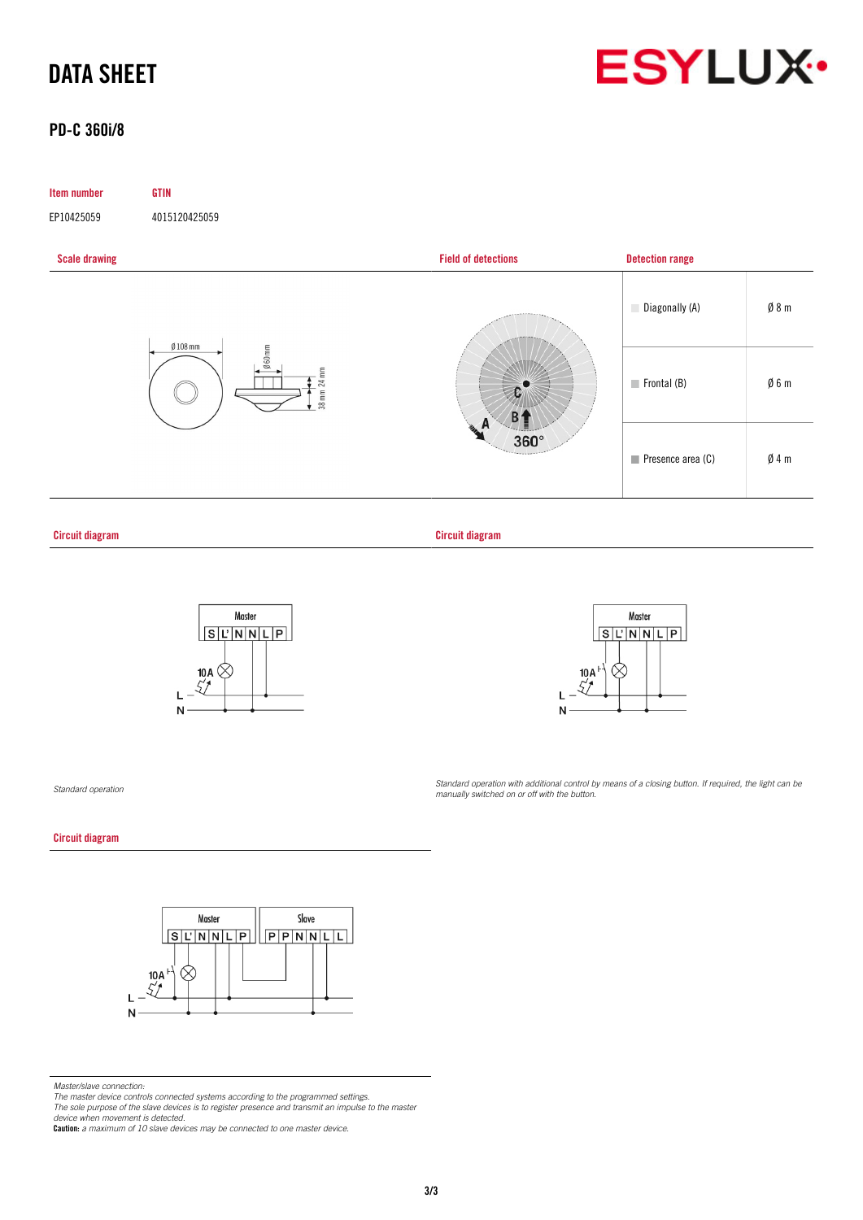# DATA SHEET

ESYLUX

## PD-C 360i/8

| Item number | GTIN |
|---|---|
| EP10425059 | 4015120425059 |

### Scale drawing

Ø 108 mm

Ø 60 mm

24 mm

38 mm

### Field of detections

A

B

C

360°

### Detection range

| | |
|---|---|
| Diagonally (A) | Ø 8 m |
| Frontal (B) | Ø 6 m |
| Presence area (C) | Ø 4 m |

### Circuit diagram

Master

S L' N N L P

10A

L

N

*Standard operation*

### Circuit diagram

Master

S L' N N L P

10A

L

N

*Standard operation with additional control by means of a closing button. If required, the light can be manually switched on or off with the button.*

### Circuit diagram

Master

S L' N N L P

Slave

P P N N L L

10A

L

N

*Master/slave connection:*
*The master device controls connected systems according to the programmed settings.*
*The sole purpose of the slave devices is to register presence and transmit an impulse to the master device when movement is detected.*
**Caution:** *a maximum of 10 slave devices may be connected to one master device.*